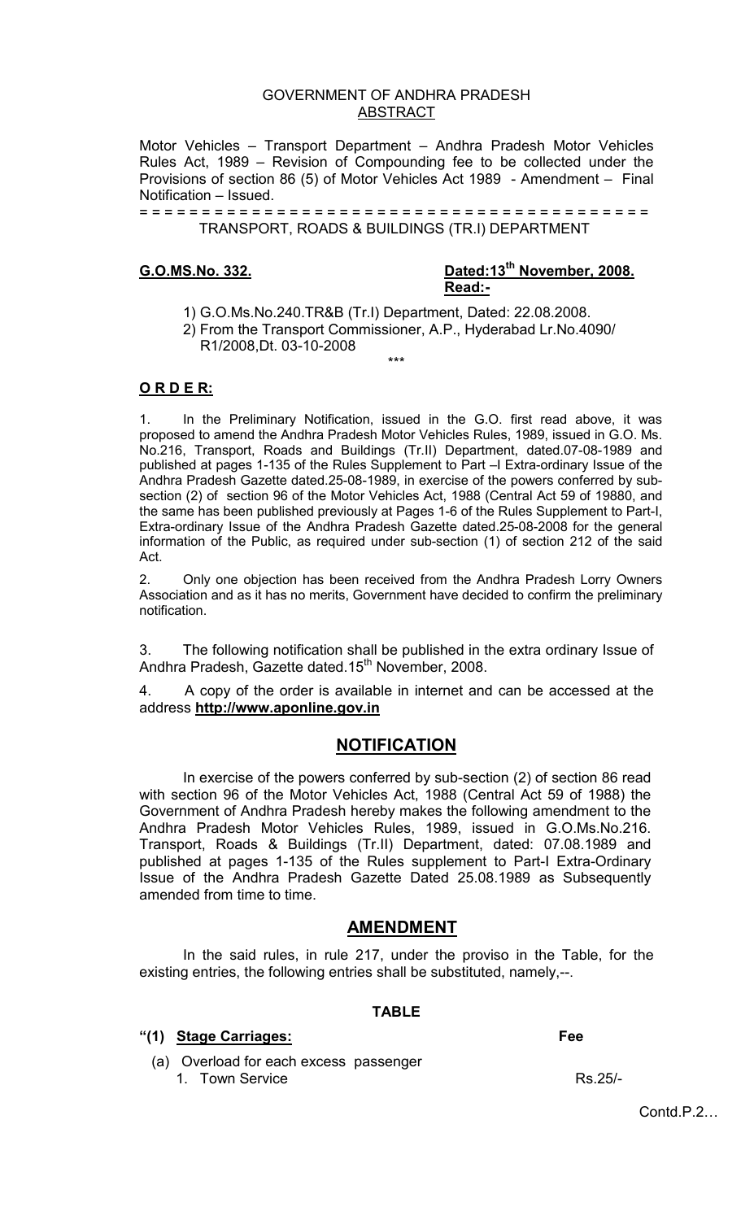GOVERNMENT OF ANDHRA PRADESH
ABSTRACT

Motor Vehicles – Transport Department – Andhra Pradesh Motor Vehicles Rules Act, 1989 – Revision of Compounding fee to be collected under the Provisions of section 86 (5) of Motor Vehicles Act 1989 - Amendment – Final Notification – Issued.

= = = = = = = = = = = = = = = = = = = = = = = = = = = = = = = = = = = = = = = =

TRANSPORT, ROADS & BUILDINGS (TR.I) DEPARTMENT

**G.O.MS.No. 332.** **Dated:13th November, 2008.**
**Read:-**

1) G.O.Ms.No.240.TR&B (Tr.I) Department, Dated: 22.08.2008.
2) From the Transport Commissioner, A.P., Hyderabad Lr.No.4090/ R1/2008,Dt. 03-10-2008

\*\*\*

**O R D E R:**

1. In the Preliminary Notification, issued in the G.O. first read above, it was proposed to amend the Andhra Pradesh Motor Vehicles Rules, 1989, issued in G.O. Ms. No.216, Transport, Roads and Buildings (Tr.II) Department, dated.07-08-1989 and published at pages 1-135 of the Rules Supplement to Part –I Extra-ordinary Issue of the Andhra Pradesh Gazette dated.25-08-1989, in exercise of the powers conferred by sub-section (2) of section 96 of the Motor Vehicles Act, 1988 (Central Act 59 of 19880, and the same has been published previously at Pages 1-6 of the Rules Supplement to Part-I, Extra-ordinary Issue of the Andhra Pradesh Gazette dated.25-08-2008 for the general information of the Public, as required under sub-section (1) of section 212 of the said Act.

2. Only one objection has been received from the Andhra Pradesh Lorry Owners Association and as it has no merits, Government have decided to confirm the preliminary notification.

3. The following notification shall be published in the extra ordinary Issue of Andhra Pradesh, Gazette dated.15th November, 2008.

4. A copy of the order is available in internet and can be accessed at the address **http://www.aponline.gov.in**

## NOTIFICATION

In exercise of the powers conferred by sub-section (2) of section 86 read with section 96 of the Motor Vehicles Act, 1988 (Central Act 59 of 1988) the Government of Andhra Pradesh hereby makes the following amendment to the Andhra Pradesh Motor Vehicles Rules, 1989, issued in G.O.Ms.No.216. Transport, Roads & Buildings (Tr.II) Department, dated: 07.08.1989 and published at pages 1-135 of the Rules supplement to Part-I Extra-Ordinary Issue of the Andhra Pradesh Gazette Dated 25.08.1989 as Subsequently amended from time to time.

## AMENDMENT

In the said rules, in rule 217, under the proviso in the Table, for the existing entries, the following entries shall be substituted, namely,--.

**TABLE**

| **"(1) Stage Carriages:** | **Fee** |
|---|---|
| (a) Overload for each excess passenger | |
| 1. Town Service | Rs.25/- |

Contd.P.2…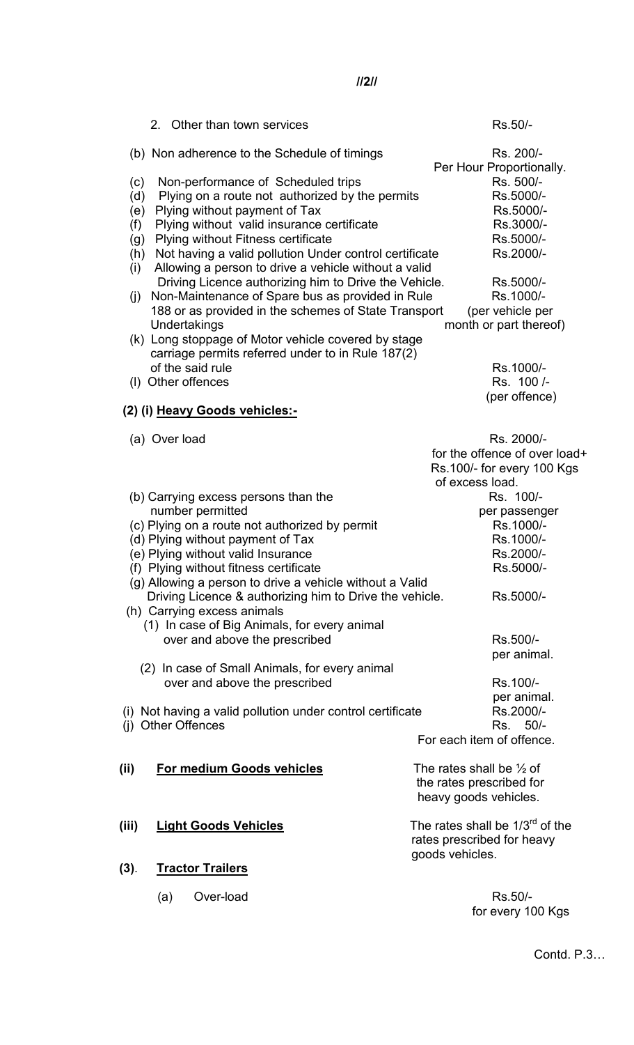2. Other than town services Rs.50/-

(b) Non adherence to the Schedule of timings Rs. 200/- Per Hour Proportionally.

(c) Non-performance of Scheduled trips Rs. 500/-

(d) Plying on a route not authorized by the permits Rs.5000/-

(e) Plying without payment of Tax Rs.5000/-

(f) Plying without valid insurance certificate Rs.3000/-

(g) Plying without Fitness certificate Rs.5000/-

(h) Not having a valid pollution Under control certificate Rs.2000/-

(i) Allowing a person to drive a vehicle without a valid Driving Licence authorizing him to Drive the Vehicle. Rs.5000/-

(j) Non-Maintenance of Spare bus as provided in Rule 188 or as provided in the schemes of State Transport Undertakings Rs.1000/- (per vehicle per month or part thereof)

(k) Long stoppage of Motor vehicle covered by stage carriage permits referred under to in Rule 187(2) of the said rule Rs.1000/-

(l) Other offences Rs. 100 /- (per offence)

**(2) (i) <u>Heavy Goods vehicles:-</u>**

(a) Over load Rs. 2000/- for the offence of over load+ Rs.100/- for every 100 Kgs of excess load.

(b) Carrying excess persons than the number permitted Rs. 100/- per passenger

(c) Plying on a route not authorized by permit Rs.1000/-

(d) Plying without payment of Tax Rs.1000/-

(e) Plying without valid Insurance Rs.2000/-

(f) Plying without fitness certificate Rs.5000/-

(g) Allowing a person to drive a vehicle without a Valid Driving Licence & authorizing him to Drive the vehicle. Rs.5000/-

(h) Carrying excess animals

(1) In case of Big Animals, for every animal over and above the prescribed Rs.500/- per animal.

(2) In case of Small Animals, for every animal over and above the prescribed Rs.100/- per animal.

(i) Not having a valid pollution under control certificate Rs.2000/-

(j) Other Offences Rs. 50/- For each item of offence.

**(ii) <u>For medium Goods vehicles</u>** The rates shall be ½ of the rates prescribed for heavy goods vehicles.

**(iii) <u>Light Goods Vehicles</u>** The rates shall be 1/3rd of the rates prescribed for heavy goods vehicles.

**(3). <u>Tractor Trailers</u>**

(a) Over-load Rs.50/- for every 100 Kgs

Contd. P.3…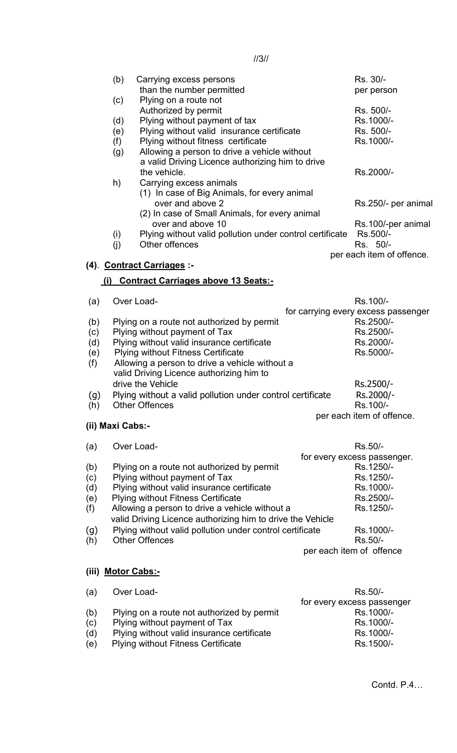| | | |
|---|---|---|
| (b) | Carrying excess persons than the number permitted | Rs. 30/- per person |
| (c) | Plying on a route not Authorized by permit | Rs. 500/- |
| (d) | Plying without payment of tax | Rs.1000/- |
| (e) | Plying without valid insurance certificate | Rs. 500/- |
| (f) | Plying without fitness certificate | Rs.1000/- |
| (g) | Allowing a person to drive a vehicle without a valid Driving Licence authorizing him to drive the vehicle. | Rs.2000/- |
| h) | Carrying excess animals | |
| | (1) In case of Big Animals, for every animal over and above 2 | Rs.250/- per animal |
| | (2) In case of Small Animals, for every animal over and above 10 | Rs.100/-per animal |
| (i) | Plying without valid pollution under control certificate | Rs.500/- |
| (j) | Other offences | Rs. 50/- per each item of offence. |

**(4). <u>Contract Carriages</u> :-**

**(i) <u>Contract Carriages above 13 Seats:-</u>**

| | | |
|---|---|---|
| (a) | Over Load- | Rs.100/- for carrying every excess passenger |
| (b) | Plying on a route not authorized by permit | Rs.2500/- |
| (c) | Plying without payment of Tax | Rs.2500/- |
| (d) | Plying without valid insurance certificate | Rs.2000/- |
| (e) | Plying without Fitness Certificate | Rs.5000/- |
| (f) | Allowing a person to drive a vehicle without a valid Driving Licence authorizing him to drive the Vehicle | Rs.2500/- |
| (g) | Plying without a valid pollution under control certificate | Rs.2000/- |
| (h) | Other Offences | Rs.100/- per each item of offence. |

**(ii) Maxi Cabs:-**

| | | |
|---|---|---|
| (a) | Over Load- | Rs.50/- for every excess passenger. |
| (b) | Plying on a route not authorized by permit | Rs.1250/- |
| (c) | Plying without payment of Tax | Rs.1250/- |
| (d) | Plying without valid insurance certificate | Rs.1000/- |
| (e) | Plying without Fitness Certificate | Rs.2500/- |
| (f) | Allowing a person to drive a vehicle without a valid Driving Licence authorizing him to drive the Vehicle | Rs.1250/- |
| (g) | Plying without valid pollution under control certificate | Rs.1000/- |
| (h) | Other Offences | Rs.50/- per each item of offence |

**(iii) <u>Motor Cabs:-</u>**

| | | |
|---|---|---|
| (a) | Over Load- | Rs.50/- for every excess passenger |
| (b) | Plying on a route not authorized by permit | Rs.1000/- |
| (c) | Plying without payment of Tax | Rs.1000/- |
| (d) | Plying without valid insurance certificate | Rs.1000/- |
| (e) | Plying without Fitness Certificate | Rs.1500/- |

Contd. P.4…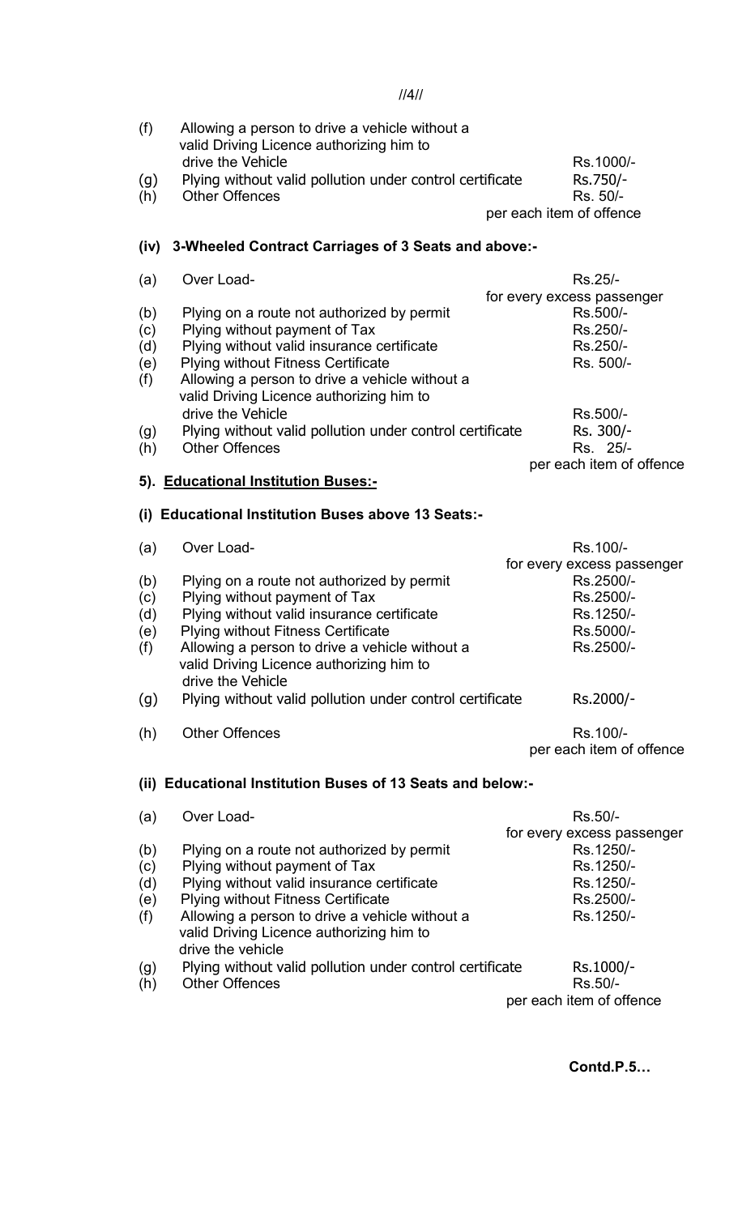| | | |
|---|---|---|
| (f) | Allowing a person to drive a vehicle without a valid Driving Licence authorizing him to drive the Vehicle | Rs.1000/- |
| (g) | Plying without valid pollution under control certificate | Rs.750/- |
| (h) | Other Offences | Rs. 50/- per each item of offence |

**(iv) 3-Wheeled Contract Carriages of 3 Seats and above:-**

| | | |
|---|---|---|
| (a) | Over Load- | Rs.25/- for every excess passenger |
| (b) | Plying on a route not authorized by permit | Rs.500/- |
| (c) | Plying without payment of Tax | Rs.250/- |
| (d) | Plying without valid insurance certificate | Rs.250/- |
| (e) | Plying without Fitness Certificate | Rs. 500/- |
| (f) | Allowing a person to drive a vehicle without a valid Driving Licence authorizing him to drive the Vehicle | Rs.500/- |
| (g) | Plying without valid pollution under control certificate | Rs. 300/- |
| (h) | Other Offences | Rs. 25/- per each item of offence |

**5). <u>Educational Institution Buses:-</u>**

**(i) Educational Institution Buses above 13 Seats:-**

| | | |
|---|---|---|
| (a) | Over Load- | Rs.100/- for every excess passenger |
| (b) | Plying on a route not authorized by permit | Rs.2500/- |
| (c) | Plying without payment of Tax | Rs.2500/- |
| (d) | Plying without valid insurance certificate | Rs.1250/- |
| (e) | Plying without Fitness Certificate | Rs.5000/- |
| (f) | Allowing a person to drive a vehicle without a valid Driving Licence authorizing him to drive the Vehicle | Rs.2500/- |
| (g) | Plying without valid pollution under control certificate | Rs.2000/- |
| (h) | Other Offences | Rs.100/- per each item of offence |

**(ii) Educational Institution Buses of 13 Seats and below:-**

| | | |
|---|---|---|
| (a) | Over Load- | Rs.50/- for every excess passenger |
| (b) | Plying on a route not authorized by permit | Rs.1250/- |
| (c) | Plying without payment of Tax | Rs.1250/- |
| (d) | Plying without valid insurance certificate | Rs.1250/- |
| (e) | Plying without Fitness Certificate | Rs.2500/- |
| (f) | Allowing a person to drive a vehicle without a valid Driving Licence authorizing him to drive the vehicle | Rs.1250/- |
| (g) | Plying without valid pollution under control certificate | Rs.1000/- |
| (h) | Other Offences | Rs.50/- per each item of offence |

**Contd.P.5…**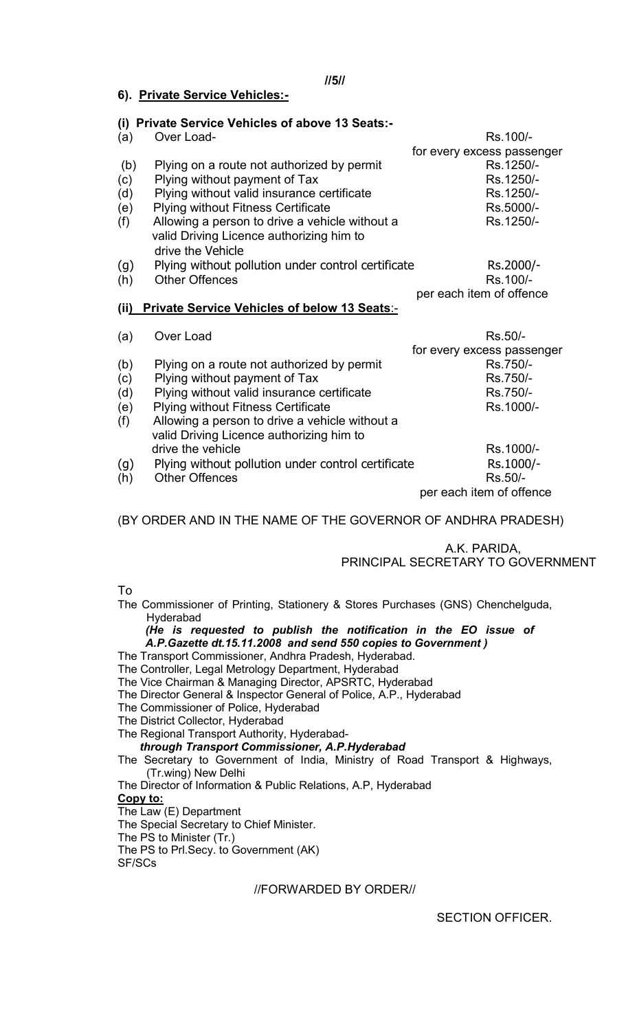## 6). Private Service Vehicles:-

### (i) Private Service Vehicles of above 13 Seats:-

| | | |
|---|---|---|
| (a) | Over Load- | Rs.100/- for every excess passenger |
| (b) | Plying on a route not authorized by permit | Rs.1250/- |
| (c) | Plying without payment of Tax | Rs.1250/- |
| (d) | Plying without valid insurance certificate | Rs.1250/- |
| (e) | Plying without Fitness Certificate | Rs.5000/- |
| (f) | Allowing a person to drive a vehicle without a valid Driving Licence authorizing him to drive the Vehicle | Rs.1250/- |
| (g) | Plying without pollution under control certificate | Rs.2000/- |
| (h) | Other Offences | Rs.100/- per each item of offence |

### (ii) Private Service Vehicles of below 13 Seats:-

| | | |
|---|---|---|
| (a) | Over Load | Rs.50/- for every excess passenger |
| (b) | Plying on a route not authorized by permit | Rs.750/- |
| (c) | Plying without payment of Tax | Rs.750/- |
| (d) | Plying without valid insurance certificate | Rs.750/- |
| (e) | Plying without Fitness Certificate | Rs.1000/- |
| (f) | Allowing a person to drive a vehicle without a valid Driving Licence authorizing him to drive the vehicle | Rs.1000/- |
| (g) | Plying without pollution under control certificate | Rs.1000/- |
| (h) | Other Offences | Rs.50/- per each item of offence |

(BY ORDER AND IN THE NAME OF THE GOVERNOR OF ANDHRA PRADESH)

A.K. PARIDA,
PRINCIPAL SECRETARY TO GOVERNMENT

To

The Commissioner of Printing, Stationery & Stores Purchases (GNS) Chenchelguda, Hyderabad

***(He is requested to publish the notification in the EO issue of A.P.Gazette dt.15.11.2008 and send 550 copies to Government )***

The Transport Commissioner, Andhra Pradesh, Hyderabad.
The Controller, Legal Metrology Department, Hyderabad
The Vice Chairman & Managing Director, APSRTC, Hyderabad
The Director General & Inspector General of Police, A.P., Hyderabad
The Commissioner of Police, Hyderabad
The District Collector, Hyderabad
The Regional Transport Authority, Hyderabad-
***through Transport Commissioner, A.P.Hyderabad***
The Secretary to Government of India, Ministry of Road Transport & Highways, (Tr.wing) New Delhi
The Director of Information & Public Relations, A.P, Hyderabad

**Copy to:**

The Law (E) Department
The Special Secretary to Chief Minister.
The PS to Minister (Tr.)
The PS to Prl.Secy. to Government (AK)
SF/SCs

//FORWARDED BY ORDER//

SECTION OFFICER.